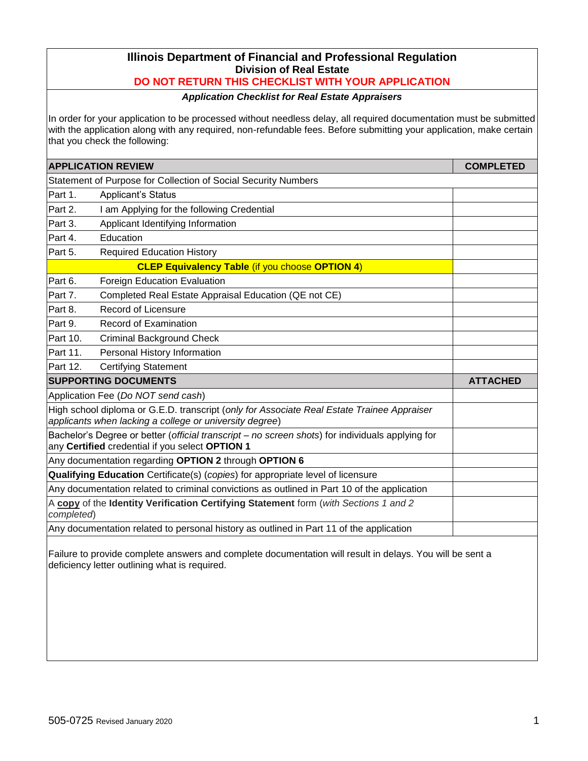# Illinois Department of Financial and Professional Regulation

## Division of Real Estate

**DO NOT RETURN THIS CHECKLIST WITH YOUR APPLICATION**

***Application Checklist for Real Estate Appraisers***

In order for your application to be processed without needless delay, all required documentation must be submitted with the application along with any required, non-refundable fees. Before submitting your application, make certain that you check the following:

| **APPLICATION REVIEW** | **COMPLETED** |
|---|---|
| Statement of Purpose for Collection of Social Security Numbers | |
| Part 1. Applicant's Status | |
| Part 2. I am Applying for the following Credential | |
| Part 3. Applicant Identifying Information | |
| Part 4. Education | |
| Part 5. Required Education History | |
| **CLEP Equivalency Table** (if you choose **OPTION 4**) | |
| Part 6. Foreign Education Evaluation | |
| Part 7. Completed Real Estate Appraisal Education (QE not CE) | |
| Part 8. Record of Licensure | |
| Part 9. Record of Examination | |
| Part 10. Criminal Background Check | |
| Part 11. Personal History Information | |
| Part 12. Certifying Statement | |

| **SUPPORTING DOCUMENTS** | **ATTACHED** |
|---|---|
| Application Fee (*Do NOT send cash*) | |
| High school diploma or G.E.D. transcript (*only for Associate Real Estate Trainee Appraiser applicants when lacking a college or university degree*) | |
| Bachelor's Degree or better (*official transcript – no screen shots*) for individuals applying for any **Certified** credential if you select **OPTION 1** | |
| Any documentation regarding **OPTION 2** through **OPTION 6** | |
| **Qualifying Education** Certificate(s) (*copies*) for appropriate level of licensure | |
| Any documentation related to criminal convictions as outlined in Part 10 of the application | |
| A **copy** of the **Identity Verification Certifying Statement** form (*with Sections 1 and 2 completed*) | |
| Any documentation related to personal history as outlined in Part 11 of the application | |

Failure to provide complete answers and complete documentation will result in delays. You will be sent a deficiency letter outlining what is required.

505-0725 Revised January 2020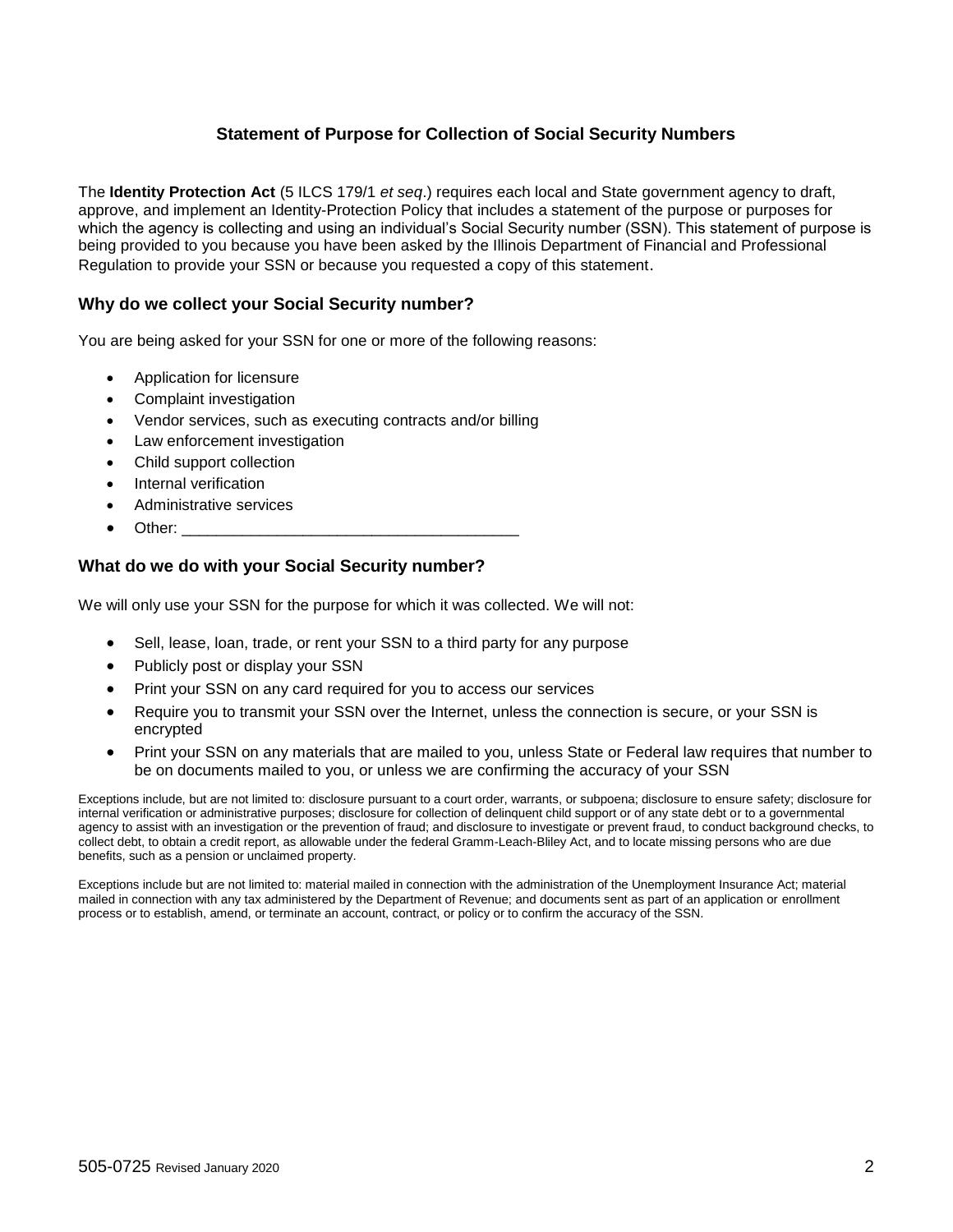### Statement of Purpose for Collection of Social Security Numbers

The **Identity Protection Act** (5 ILCS 179/1 *et seq*.) requires each local and State government agency to draft, approve, and implement an Identity-Protection Policy that includes a statement of the purpose or purposes for which the agency is collecting and using an individual's Social Security number (SSN). This statement of purpose is being provided to you because you have been asked by the Illinois Department of Financial and Professional Regulation to provide your SSN or because you requested a copy of this statement.

## Why do we collect your Social Security number?

You are being asked for your SSN for one or more of the following reasons:

- Application for licensure
- Complaint investigation
- Vendor services, such as executing contracts and/or billing
- Law enforcement investigation
- Child support collection
- Internal verification
- Administrative services
- Other: ______________________________________

## What do we do with your Social Security number?

We will only use your SSN for the purpose for which it was collected. We will not:

- Sell, lease, loan, trade, or rent your SSN to a third party for any purpose
- Publicly post or display your SSN
- Print your SSN on any card required for you to access our services
- Require you to transmit your SSN over the Internet, unless the connection is secure, or your SSN is encrypted
- Print your SSN on any materials that are mailed to you, unless State or Federal law requires that number to be on documents mailed to you, or unless we are confirming the accuracy of your SSN

Exceptions include, but are not limited to: disclosure pursuant to a court order, warrants, or subpoena; disclosure to ensure safety; disclosure for internal verification or administrative purposes; disclosure for collection of delinquent child support or of any state debt or to a governmental agency to assist with an investigation or the prevention of fraud; and disclosure to investigate or prevent fraud, to conduct background checks, to collect debt, to obtain a credit report, as allowable under the federal Gramm-Leach-Bliley Act, and to locate missing persons who are due benefits, such as a pension or unclaimed property.

Exceptions include but are not limited to: material mailed in connection with the administration of the Unemployment Insurance Act; material mailed in connection with any tax administered by the Department of Revenue; and documents sent as part of an application or enrollment process or to establish, amend, or terminate an account, contract, or policy or to confirm the accuracy of the SSN.

505-0725 Revised January 2020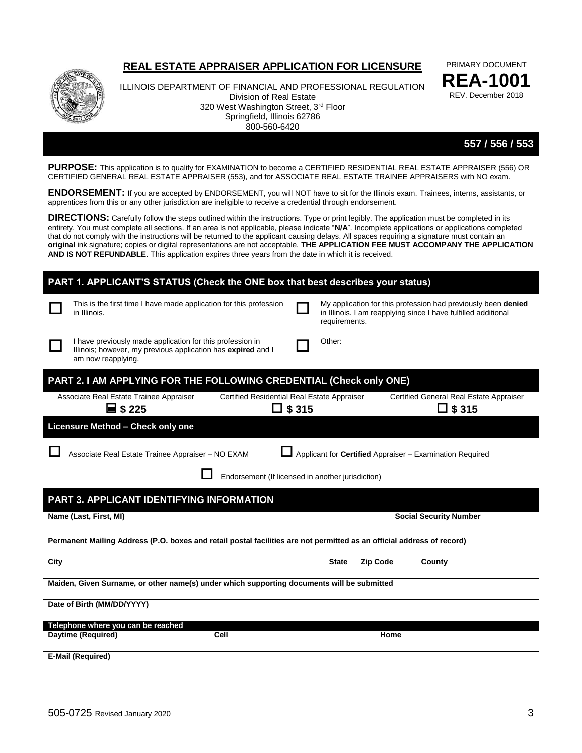# REAL ESTATE APPRAISER APPLICATION FOR LICENSURE

ILLINOIS DEPARTMENT OF FINANCIAL AND PROFESSIONAL REGULATION
Division of Real Estate
320 West Washington Street, 3rd Floor
Springfield, Illinois 62786
800-560-6420

PRIMARY DOCUMENT
**REA-1001**
REV. December 2018

**557 / 556 / 553**

**PURPOSE:** This application is to qualify for EXAMINATION to become a CERTIFIED RESIDENTIAL REAL ESTATE APPRAISER (556) OR CERTIFIED GENERAL REAL ESTATE APPRAISER (553), and for ASSOCIATE REAL ESTATE TRAINEE APPRAISERS with NO exam.

**ENDORSEMENT:** If you are accepted by ENDORSEMENT, you will NOT have to sit for the Illinois exam. Trainees, interns, assistants, or apprentices from this or any other jurisdiction are ineligible to receive a credential through endorsement.

**DIRECTIONS:** Carefully follow the steps outlined within the instructions. Type or print legibly. The application must be completed in its entirety. You must complete all sections. If an area is not applicable, please indicate "**N/A**". Incomplete applications or applications completed that do not comply with the instructions will be returned to the applicant causing delays. All spaces requiring a signature must contain an **original** ink signature; copies or digital representations are not acceptable. **THE APPLICATION FEE MUST ACCOMPANY THE APPLICATION AND IS NOT REFUNDABLE**. This application expires three years from the date in which it is received.

## PART 1. APPLICANT'S STATUS (Check the ONE box that best describes your status)

- ☐ This is the first time I have made application for this profession in Illinois.
- ☐ My application for this profession had previously been **denied** in Illinois. I am reapplying since I have fulfilled additional requirements.
- ☐ I have previously made application for this profession in Illinois; however, my previous application has **expired** and I am now reapplying.
- ☐ Other:

## PART 2. I AM APPLYING FOR THE FOLLOWING CREDENTIAL (Check only ONE)

| Associate Real Estate Trainee Appraiser | Certified Residential Real Estate Appraiser | Certified General Real Estate Appraiser |
|---|---|---|
| ☐ **$ 225** | ☐ **$ 315** | ☐ **$ 315** |

### Licensure Method – Check only one

- ☐ Associate Real Estate Trainee Appraiser – NO EXAM
- ☐ Applicant for **Certified** Appraiser – Examination Required
- ☐ Endorsement (If licensed in another jurisdiction)

## PART 3. APPLICANT IDENTIFYING INFORMATION

| Name (Last, First, MI) | | | | Social Security Number |
|---|---|---|---|---|
| **Permanent Mailing Address (P.O. boxes and retail postal facilities are not permitted as an official address of record)** | | | | |
| **City** | **State** | **Zip Code** | | **County** |
| **Maiden, Given Surname, or other name(s) under which supporting documents will be submitted** | | | | |
| **Date of Birth (MM/DD/YYYY)** | | | | |
| **Telephone where you can be reached** | | | | |
| **Daytime (Required)** | **Cell** | | **Home** | |
| **E-Mail (Required)** | | | | |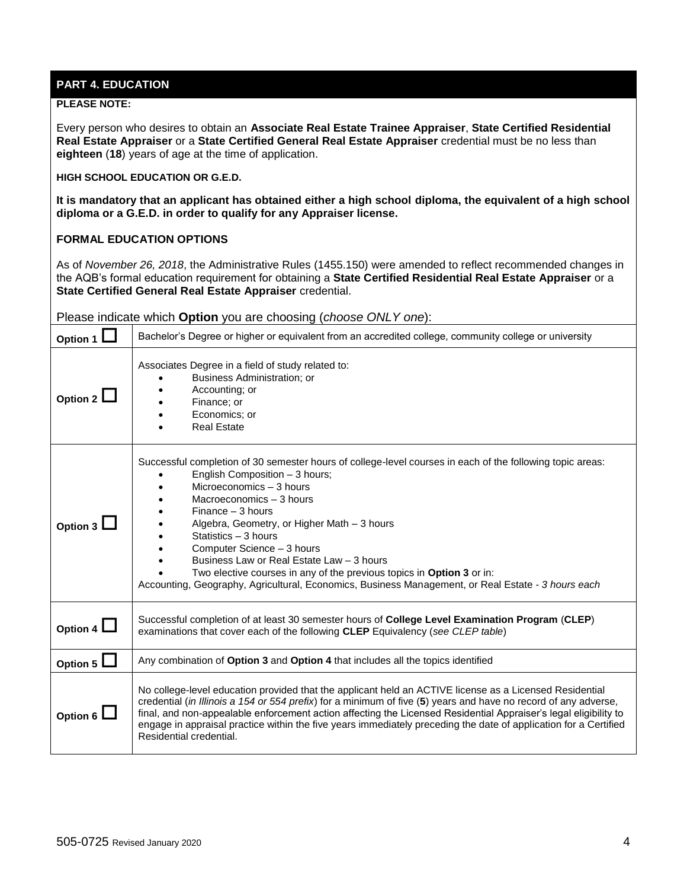## PART 4. EDUCATION

**PLEASE NOTE:**

Every person who desires to obtain an **Associate Real Estate Trainee Appraiser**, **State Certified Residential Real Estate Appraiser** or a **State Certified General Real Estate Appraiser** credential must be no less than **eighteen** (**18**) years of age at the time of application.

**HIGH SCHOOL EDUCATION OR G.E.D.**

**It is mandatory that an applicant has obtained either a high school diploma, the equivalent of a high school diploma or a G.E.D. in order to qualify for any Appraiser license.**

**FORMAL EDUCATION OPTIONS**

As of *November 26, 2018*, the Administrative Rules (1455.150) were amended to reflect recommended changes in the AQB's formal education requirement for obtaining a **State Certified Residential Real Estate Appraiser** or a **State Certified General Real Estate Appraiser** credential.

Please indicate which **Option** you are choosing (*choose ONLY one*):

| Option | Description |
|---|---|
| **Option 1** ☐ | Bachelor's Degree or higher or equivalent from an accredited college, community college or university |
| **Option 2** ☐ | Associates Degree in a field of study related to:<br>• Business Administration; or<br>• Accounting; or<br>• Finance; or<br>• Economics; or<br>• Real Estate |
| **Option 3** ☐ | Successful completion of 30 semester hours of college-level courses in each of the following topic areas:<br>• English Composition – 3 hours;<br>• Microeconomics – 3 hours<br>• Macroeconomics – 3 hours<br>• Finance – 3 hours<br>• Algebra, Geometry, or Higher Math – 3 hours<br>• Statistics – 3 hours<br>• Computer Science – 3 hours<br>• Business Law or Real Estate Law – 3 hours<br>• Two elective courses in any of the previous topics in **Option 3** or in:<br>Accounting, Geography, Agricultural, Economics, Business Management, or Real Estate - *3 hours each* |
| **Option 4** ☐ | Successful completion of at least 30 semester hours of **College Level Examination Program** (**CLEP**) examinations that cover each of the following **CLEP** Equivalency (*see CLEP table*) |
| **Option 5** ☐ | Any combination of **Option 3** and **Option 4** that includes all the topics identified |
| **Option 6** ☐ | No college-level education provided that the applicant held an ACTIVE license as a Licensed Residential credential (*in Illinois a 154 or 554 prefix*) for a minimum of five (**5**) years and have no record of any adverse, final, and non-appealable enforcement action affecting the Licensed Residential Appraiser's legal eligibility to engage in appraisal practice within the five years immediately preceding the date of application for a Certified Residential credential. |

505-0725 Revised January 2020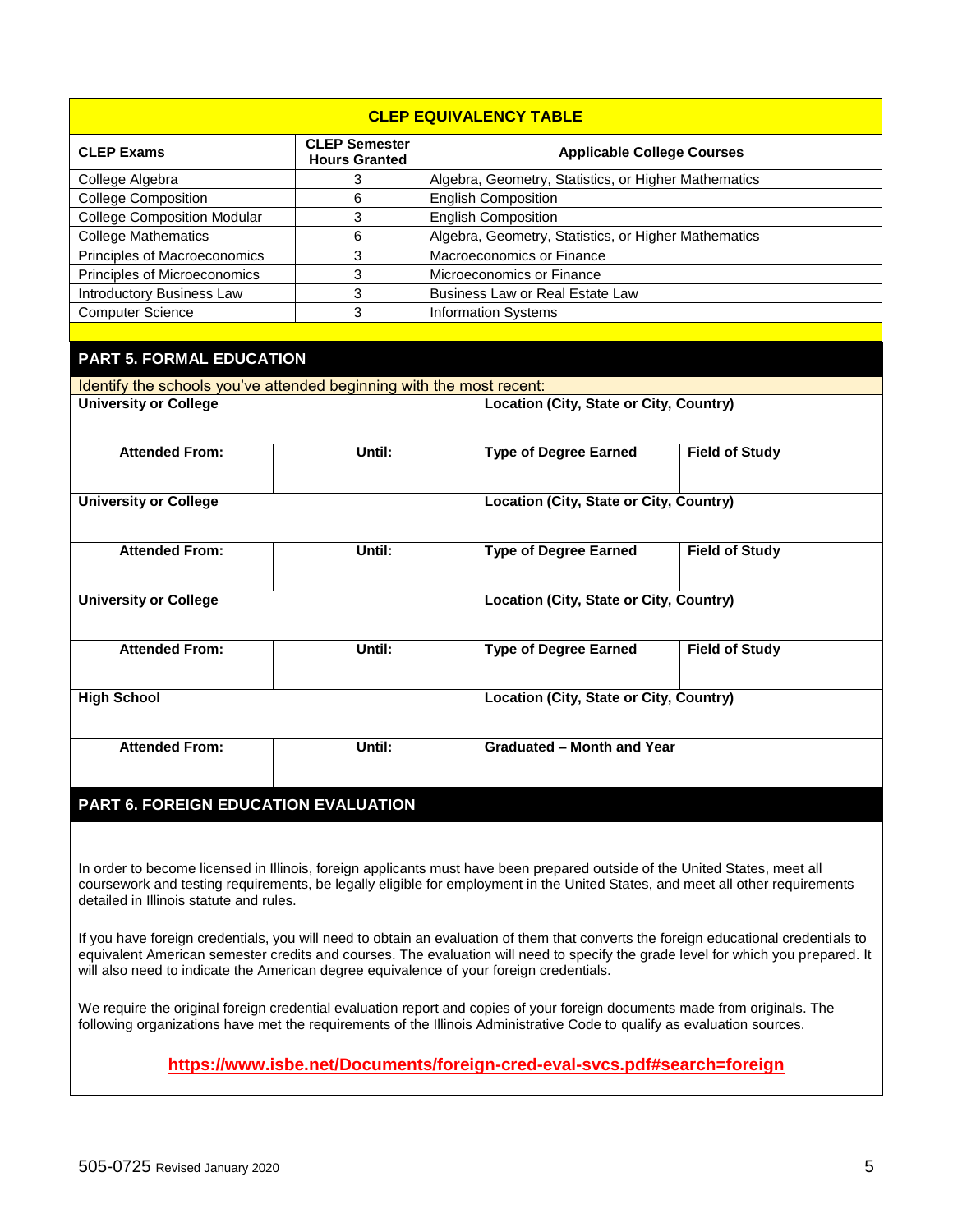## CLEP EQUIVALENCY TABLE

| CLEP Exams | CLEP Semester Hours Granted | Applicable College Courses |
|---|---|---|
| College Algebra | 3 | Algebra, Geometry, Statistics, or Higher Mathematics |
| College Composition | 6 | English Composition |
| College Composition Modular | 3 | English Composition |
| College Mathematics | 6 | Algebra, Geometry, Statistics, or Higher Mathematics |
| Principles of Macroeconomics | 3 | Macroeconomics or Finance |
| Principles of Microeconomics | 3 | Microeconomics or Finance |
| Introductory Business Law | 3 | Business Law or Real Estate Law |
| Computer Science | 3 | Information Systems |

## PART 5. FORMAL EDUCATION

Identify the schools you've attended beginning with the most recent:

| University or College | | Location (City, State or City, Country) | |
|---|---|---|---|
| **Attended From:** | **Until:** | **Type of Degree Earned** | **Field of Study** |
| | | | |
| **University or College** | | **Location (City, State or City, Country)** | |
| **Attended From:** | **Until:** | **Type of Degree Earned** | **Field of Study** |
| | | | |
| **University or College** | | **Location (City, State or City, Country)** | |
| **Attended From:** | **Until:** | **Type of Degree Earned** | **Field of Study** |
| | | | |

| High School | | Location (City, State or City, Country) |
|---|---|---|
| **Attended From:** | **Until:** | **Graduated – Month and Year** |
| | | |

## PART 6. FOREIGN EDUCATION EVALUATION

In order to become licensed in Illinois, foreign applicants must have been prepared outside of the United States, meet all coursework and testing requirements, be legally eligible for employment in the United States, and meet all other requirements detailed in Illinois statute and rules.

If you have foreign credentials, you will need to obtain an evaluation of them that converts the foreign educational credentials to equivalent American semester credits and courses. The evaluation will need to specify the grade level for which you prepared. It will also need to indicate the American degree equivalence of your foreign credentials.

We require the original foreign credential evaluation report and copies of your foreign documents made from originals. The following organizations have met the requirements of the Illinois Administrative Code to qualify as evaluation sources.

**https://www.isbe.net/Documents/foreign-cred-eval-svcs.pdf#search=foreign**

505-0725 Revised January 2020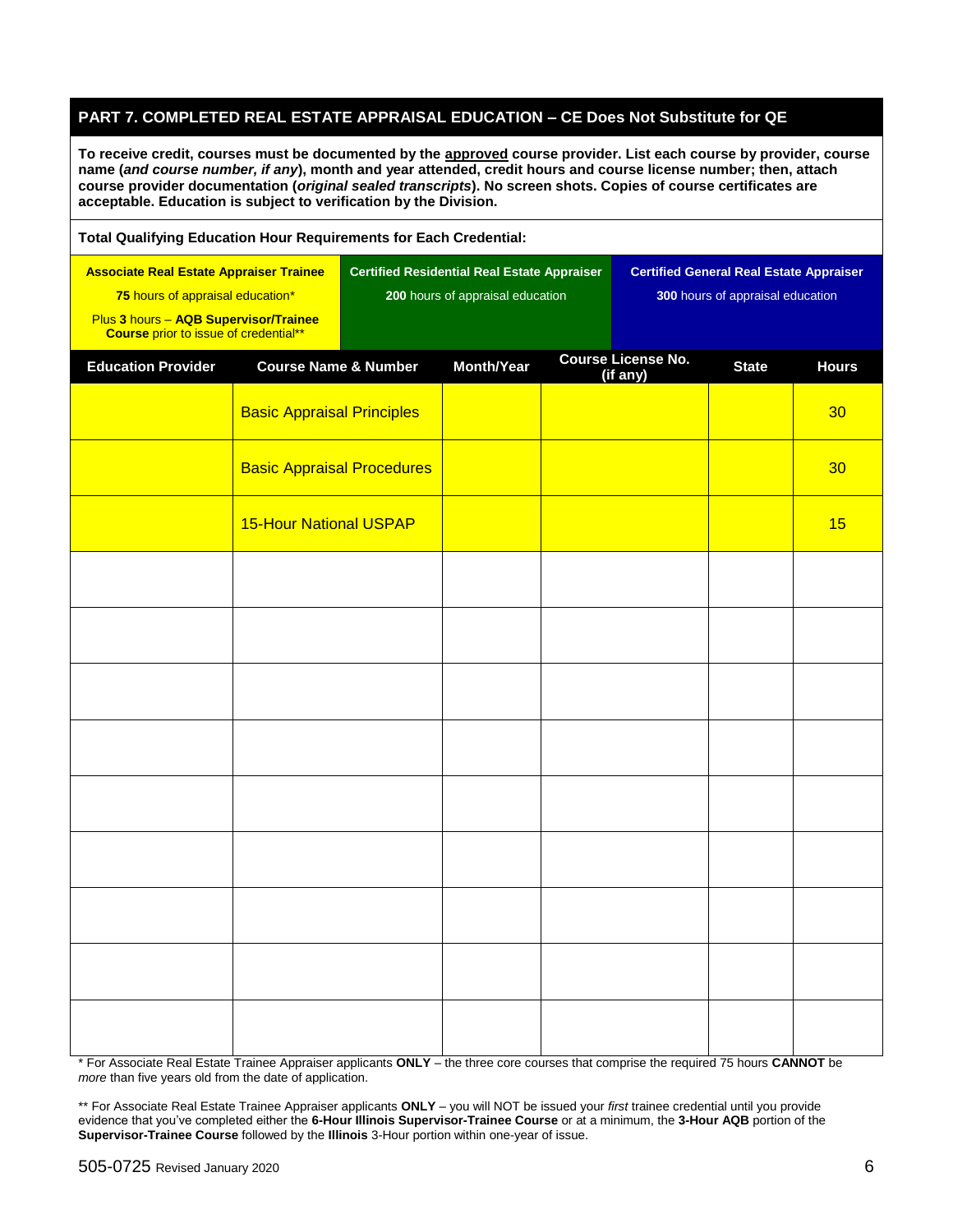## PART 7. COMPLETED REAL ESTATE APPRAISAL EDUCATION – CE Does Not Substitute for QE

**To receive credit, courses must be documented by the approved course provider. List each course by provider, course name (*and course number, if any*), month and year attended, credit hours and course license number; then, attach course provider documentation (*original sealed transcripts*). No screen shots. Copies of course certificates are acceptable. Education is subject to verification by the Division.**

**Total Qualifying Education Hour Requirements for Each Credential:**

| Associate Real Estate Appraiser Trainee | Certified Residential Real Estate Appraiser | Certified General Real Estate Appraiser |
|---|---|---|
| **75** hours of appraisal education* Plus **3** hours – **AQB Supervisor/Trainee Course** prior to issue of credential** | **200** hours of appraisal education | **300** hours of appraisal education |

| Education Provider | Course Name & Number | Month/Year | Course License No. (if any) | State | Hours |
|---|---|---|---|---|---|
| | Basic Appraisal Principles | | | | 30 |
| | Basic Appraisal Procedures | | | | 30 |
| | 15-Hour National USPAP | | | | 15 |
| | | | | | |
| | | | | | |
| | | | | | |
| | | | | | |
| | | | | | |
| | | | | | |
| | | | | | |
| | | | | | |
| | | | | | |

\* For Associate Real Estate Trainee Appraiser applicants **ONLY** – the three core courses that comprise the required 75 hours **CANNOT** be *more* than five years old from the date of application.

\** For Associate Real Estate Trainee Appraiser applicants **ONLY** – you will NOT be issued your *first* trainee credential until you provide evidence that you've completed either the **6-Hour Illinois Supervisor-Trainee Course** or at a minimum, the **3-Hour AQB** portion of the **Supervisor-Trainee Course** followed by the **Illinois** 3-Hour portion within one-year of issue.

505-0725 Revised January 2020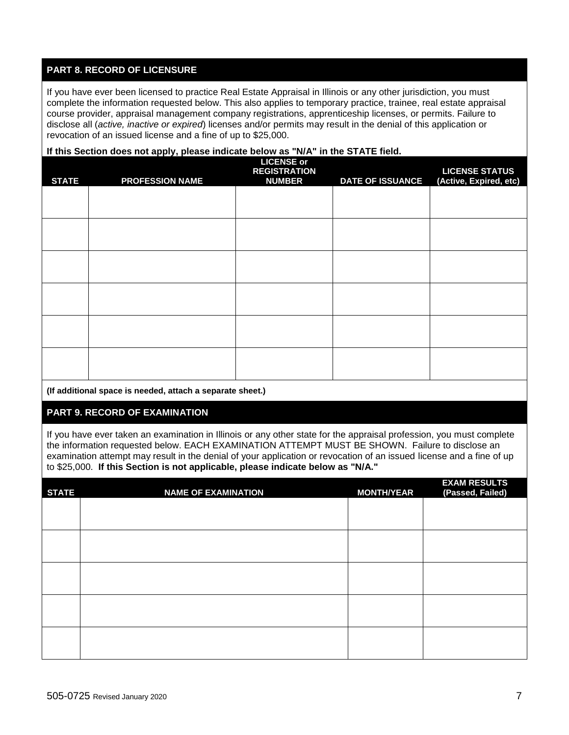## PART 8. RECORD OF LICENSURE

If you have ever been licensed to practice Real Estate Appraisal in Illinois or any other jurisdiction, you must complete the information requested below. This also applies to temporary practice, trainee, real estate appraisal course provider, appraisal management company registrations, apprenticeship licenses, or permits. Failure to disclose all (*active, inactive or expired*) licenses and/or permits may result in the denial of this application or revocation of an issued license and a fine of up to $25,000.

**If this Section does not apply, please indicate below as "N/A" in the STATE field.**

| STATE | PROFESSION NAME | LICENSE or REGISTRATION NUMBER | DATE OF ISSUANCE | LICENSE STATUS (Active, Expired, etc) |
|---|---|---|---|---|
| | | | | |
| | | | | |
| | | | | |
| | | | | |
| | | | | |
| | | | | |

**(If additional space is needed, attach a separate sheet.)**

## PART 9. RECORD OF EXAMINATION

If you have ever taken an examination in Illinois or any other state for the appraisal profession, you must complete the information requested below. EACH EXAMINATION ATTEMPT MUST BE SHOWN. Failure to disclose an examination attempt may result in the denial of your application or revocation of an issued license and a fine of up to $25,000. **If this Section is not applicable, please indicate below as "N/A."**

| STATE | NAME OF EXAMINATION | MONTH/YEAR | EXAM RESULTS (Passed, Failed) |
|---|---|---|---|
| | | | |
| | | | |
| | | | |
| | | | |
| | | | |

505-0725 Revised January 2020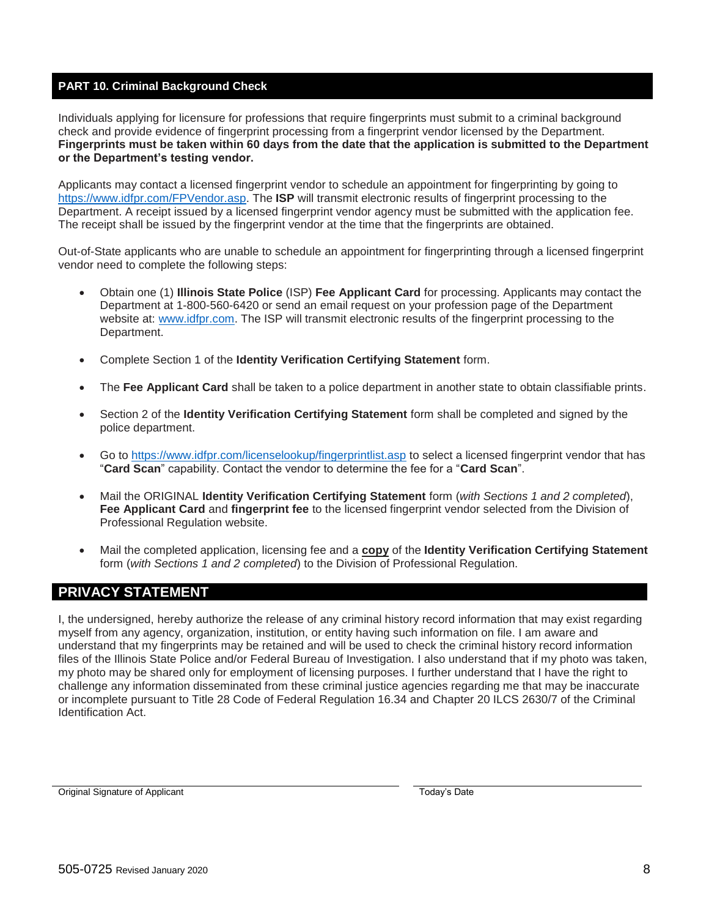## PART 10. Criminal Background Check

Individuals applying for licensure for professions that require fingerprints must submit to a criminal background check and provide evidence of fingerprint processing from a fingerprint vendor licensed by the Department. **Fingerprints must be taken within 60 days from the date that the application is submitted to the Department or the Department's testing vendor.**

Applicants may contact a licensed fingerprint vendor to schedule an appointment for fingerprinting by going to https://www.idfpr.com/FPVendor.asp. The **ISP** will transmit electronic results of fingerprint processing to the Department. A receipt issued by a licensed fingerprint vendor agency must be submitted with the application fee. The receipt shall be issued by the fingerprint vendor at the time that the fingerprints are obtained.

Out-of-State applicants who are unable to schedule an appointment for fingerprinting through a licensed fingerprint vendor need to complete the following steps:

- Obtain one (1) **Illinois State Police** (ISP) **Fee Applicant Card** for processing. Applicants may contact the Department at 1-800-560-6420 or send an email request on your profession page of the Department website at: www.idfpr.com. The ISP will transmit electronic results of the fingerprint processing to the Department.
- Complete Section 1 of the **Identity Verification Certifying Statement** form.
- The **Fee Applicant Card** shall be taken to a police department in another state to obtain classifiable prints.
- Section 2 of the **Identity Verification Certifying Statement** form shall be completed and signed by the police department.
- Go to https://www.idfpr.com/licenselookup/fingerprintlist.asp to select a licensed fingerprint vendor that has "**Card Scan**" capability. Contact the vendor to determine the fee for a "**Card Scan**".
- Mail the ORIGINAL **Identity Verification Certifying Statement** form (*with Sections 1 and 2 completed*), **Fee Applicant Card** and **fingerprint fee** to the licensed fingerprint vendor selected from the Division of Professional Regulation website.
- Mail the completed application, licensing fee and a **copy** of the **Identity Verification Certifying Statement** form (*with Sections 1 and 2 completed*) to the Division of Professional Regulation.

## PRIVACY STATEMENT

I, the undersigned, hereby authorize the release of any criminal history record information that may exist regarding myself from any agency, organization, institution, or entity having such information on file. I am aware and understand that my fingerprints may be retained and will be used to check the criminal history record information files of the Illinois State Police and/or Federal Bureau of Investigation. I also understand that if my photo was taken, my photo may be shared only for employment of licensing purposes. I further understand that I have the right to challenge any information disseminated from these criminal justice agencies regarding me that may be inaccurate or incomplete pursuant to Title 28 Code of Federal Regulation 16.34 and Chapter 20 ILCS 2630/7 of the Criminal Identification Act.

______________________________ Original Signature of Applicant

______________________________ Today's Date

505-0725 Revised January 2020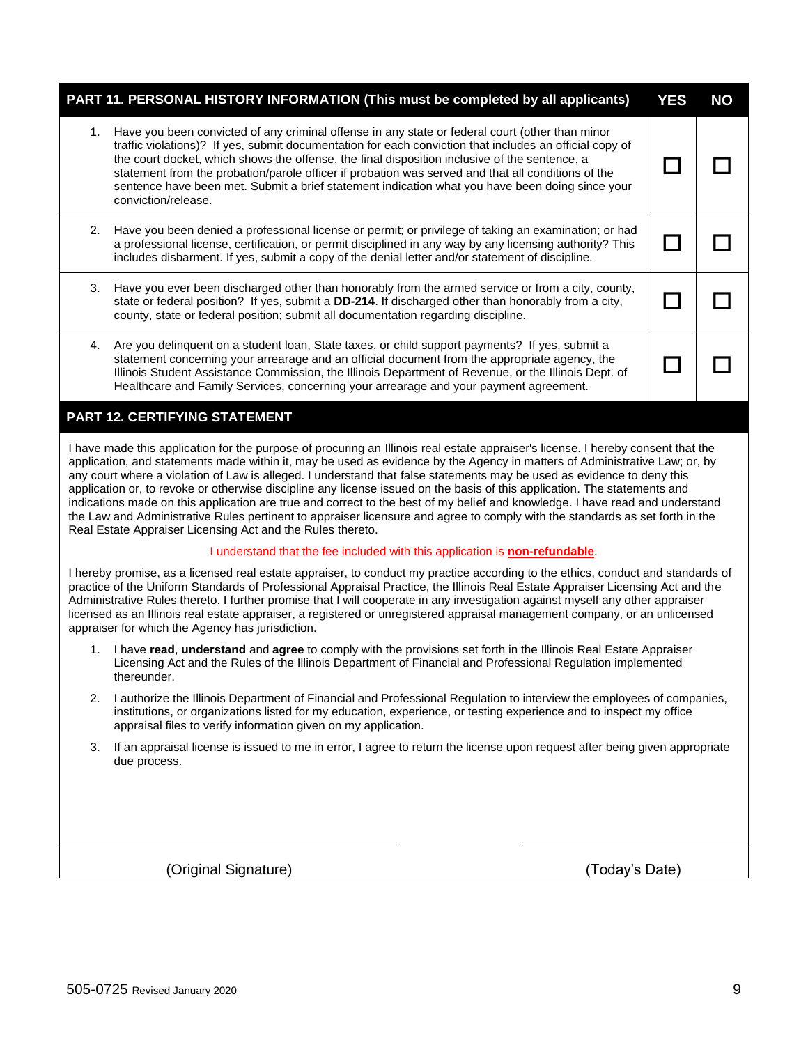| PART 11. PERSONAL HISTORY INFORMATION (This must be completed by all applicants) | YES | NO |
|---|---|---|
| 1. Have you been convicted of any criminal offense in any state or federal court (other than minor traffic violations)? If yes, submit documentation for each conviction that includes an official copy of the court docket, which shows the offense, the final disposition inclusive of the sentence, a statement from the probation/parole officer if probation was served and that all conditions of the sentence have been met. Submit a brief statement indication what you have been doing since your conviction/release. | ☐ | ☐ |
| 2. Have you been denied a professional license or permit; or privilege of taking an examination; or had a professional license, certification, or permit disciplined in any way by any licensing authority? This includes disbarment. If yes, submit a copy of the denial letter and/or statement of discipline. | ☐ | ☐ |
| 3. Have you ever been discharged other than honorably from the armed service or from a city, county, state or federal position? If yes, submit a **DD-214**. If discharged other than honorably from a city, county, state or federal position; submit all documentation regarding discipline. | ☐ | ☐ |
| 4. Are you delinquent on a student loan, State taxes, or child support payments? If yes, submit a statement concerning your arrearage and an official document from the appropriate agency, the Illinois Student Assistance Commission, the Illinois Department of Revenue, or the Illinois Dept. of Healthcare and Family Services, concerning your arrearage and your payment agreement. | ☐ | ☐ |

## PART 12. CERTIFYING STATEMENT

I have made this application for the purpose of procuring an Illinois real estate appraiser's license. I hereby consent that the application, and statements made within it, may be used as evidence by the Agency in matters of Administrative Law; or, by any court where a violation of Law is alleged. I understand that false statements may be used as evidence to deny this application or, to revoke or otherwise discipline any license issued on the basis of this application. The statements and indications made on this application are true and correct to the best of my belief and knowledge. I have read and understand the Law and Administrative Rules pertinent to appraiser licensure and agree to comply with the standards as set forth in the Real Estate Appraiser Licensing Act and the Rules thereto.

I understand that the fee included with this application is **non-refundable**.

I hereby promise, as a licensed real estate appraiser, to conduct my practice according to the ethics, conduct and standards of practice of the Uniform Standards of Professional Appraisal Practice, the Illinois Real Estate Appraiser Licensing Act and the Administrative Rules thereto. I further promise that I will cooperate in any investigation against myself any other appraiser licensed as an Illinois real estate appraiser, a registered or unregistered appraisal management company, or an unlicensed appraiser for which the Agency has jurisdiction.

1. I have **read**, **understand** and **agree** to comply with the provisions set forth in the Illinois Real Estate Appraiser Licensing Act and the Rules of the Illinois Department of Financial and Professional Regulation implemented thereunder.
2. I authorize the Illinois Department of Financial and Professional Regulation to interview the employees of companies, institutions, or organizations listed for my education, experience, or testing experience and to inspect my office appraisal files to verify information given on my application.
3. If an appraisal license is issued to me in error, I agree to return the license upon request after being given appropriate due process.

_______________________________ (Original Signature)

_______________________________ (Today's Date)

505-0725 Revised January 2020